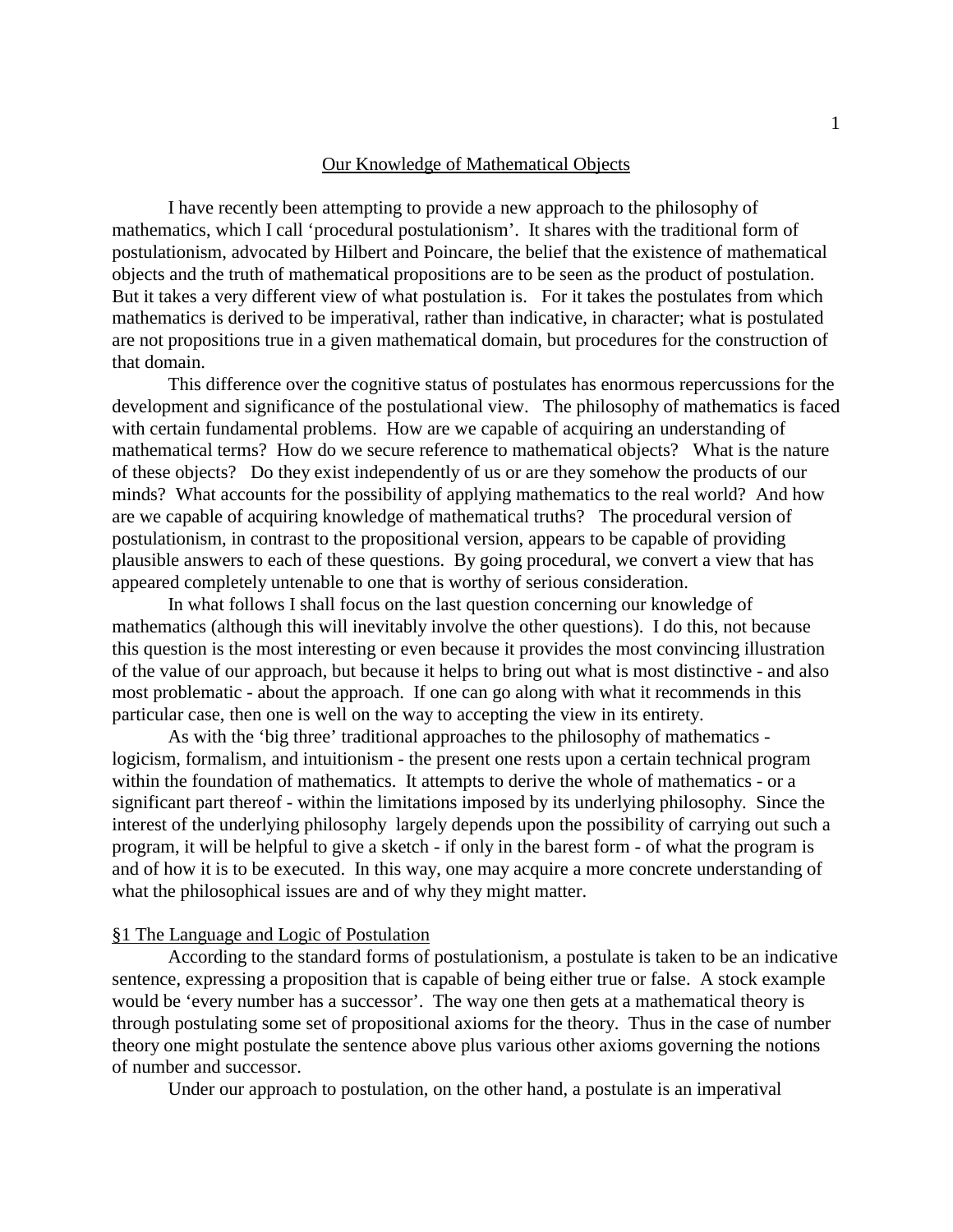# Our Knowledge of Mathematical Objects

I have recently been attempting to provide a new approach to the philosophy of mathematics, which I call 'procedural postulationism'. It shares with the traditional form of postulationism, advocated by Hilbert and Poincare, the belief that the existence of mathematical objects and the truth of mathematical propositions are to be seen as the product of postulation. But it takes a very different view of what postulation is. For it takes the postulates from which mathematics is derived to be imperatival, rather than indicative, in character; what is postulated are not propositions true in a given mathematical domain, but procedures for the construction of that domain.

This difference over the cognitive status of postulates has enormous repercussions for the development and significance of the postulational view. The philosophy of mathematics is faced with certain fundamental problems. How are we capable of acquiring an understanding of mathematical terms? How do we secure reference to mathematical objects? What is the nature of these objects? Do they exist independently of us or are they somehow the products of our minds? What accounts for the possibility of applying mathematics to the real world? And how are we capable of acquiring knowledge of mathematical truths? The procedural version of postulationism, in contrast to the propositional version, appears to be capable of providing plausible answers to each of these questions. By going procedural, we convert a view that has appeared completely untenable to one that is worthy of serious consideration.

In what follows I shall focus on the last question concerning our knowledge of mathematics (although this will inevitably involve the other questions). I do this, not because this question is the most interesting or even because it provides the most convincing illustration of the value of our approach, but because it helps to bring out what is most distinctive - and also most problematic - about the approach. If one can go along with what it recommends in this particular case, then one is well on the way to accepting the view in its entirety.

As with the 'big three' traditional approaches to the philosophy of mathematics - logicism, formalism, and intuitionism - the present one rests upon a certain technical program within the foundation of mathematics. It attempts to derive the whole of mathematics - or a significant part thereof - within the limitations imposed by its underlying philosophy. Since the interest of the underlying philosophy largely depends upon the possibility of carrying out such a program, it will be helpful to give a sketch - if only in the barest form - of what the program is and of how it is to be executed. In this way, one may acquire a more concrete understanding of what the philosophical issues are and of why they might matter.

## §1 The Language and Logic of Postulation

According to the standard forms of postulationism, a postulate is taken to be an indicative sentence, expressing a proposition that is capable of being either true or false. A stock example would be 'every number has a successor'. The way one then gets at a mathematical theory is through postulating some set of propositional axioms for the theory. Thus in the case of number theory one might postulate the sentence above plus various other axioms governing the notions of number and successor.

Under our approach to postulation, on the other hand, a postulate is an imperatival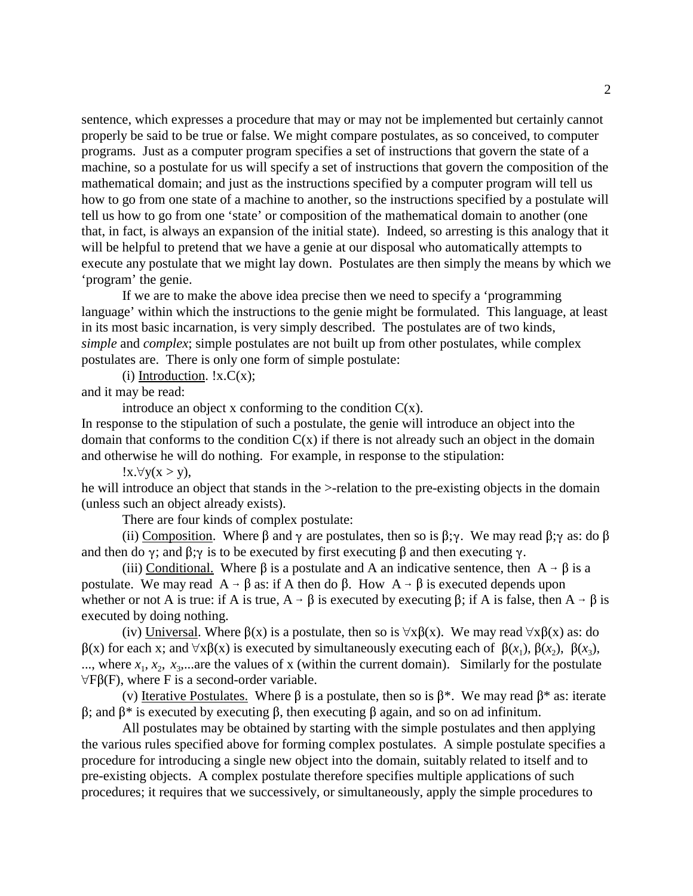sentence, which expresses a procedure that may or may not be implemented but certainly cannot properly be said to be true or false. We might compare postulates, as so conceived, to computer programs. Just as a computer program specifies a set of instructions that govern the state of a machine, so a postulate for us will specify a set of instructions that govern the composition of the mathematical domain; and just as the instructions specified by a computer program will tell us how to go from one state of a machine to another, so the instructions specified by a postulate will tell us how to go from one 'state' or composition of the mathematical domain to another (one that, in fact, is always an expansion of the initial state). Indeed, so arresting is this analogy that it will be helpful to pretend that we have a genie at our disposal who automatically attempts to execute any postulate that we might lay down. Postulates are then simply the means by which we 'program' the genie.

If we are to make the above idea precise then we need to specify a 'programming language' within which the instructions to the genie might be formulated. This language, at least in its most basic incarnation, is very simply described. The postulates are of two kinds, *simple* and *complex*; simple postulates are not built up from other postulates, while complex postulates are. There is only one form of simple postulate:

(i) Introduction. $!x.C(x)$;

and it may be read:

introduce an object x conforming to the condition $C(x)$.

In response to the stipulation of such a postulate, the genie will introduce an object into the domain that conforms to the condition $C(x)$ if there is not already such an object in the domain and otherwise he will do nothing. For example, in response to the stipulation:

$!x.\forall y(x > y)$,

he will introduce an object that stands in the >-relation to the pre-existing objects in the domain (unless such an object already exists).

There are four kinds of complex postulate:

(ii) Composition. Where β and γ are postulates, then so is β;γ. We may read β;γ as: do β and then do γ; and β;γ is to be executed by first executing β and then executing γ.

(iii) Conditional. Where β is a postulate and A an indicative sentence, then $A \rightarrow \beta$ is a postulate. We may read $A \rightarrow \beta$ as: if A then do β. How $A \rightarrow \beta$ is executed depends upon whether or not A is true: if A is true, $A \rightarrow \beta$ is executed by executing β; if A is false, then $A \rightarrow \beta$ is executed by doing nothing.

(iv) Universal. Where $\beta(x)$ is a postulate, then so is $\forall x\beta(x)$. We may read $\forall x\beta(x)$ as: do $\beta(x)$ for each x; and $\forall x\beta(x)$ is executed by simultaneously executing each of $\beta(x_1)$, $\beta(x_2)$, $\beta(x_3)$, ..., where $x_1$, $x_2$, $x_3$,...are the values of x (within the current domain). Similarly for the postulate $\forall F\beta(F)$, where F is a second-order variable.

(v) Iterative Postulates. Where β is a postulate, then so is β*. We may read β* as: iterate β; and β* is executed by executing β, then executing β again, and so on ad infinitum.

All postulates may be obtained by starting with the simple postulates and then applying the various rules specified above for forming complex postulates. A simple postulate specifies a procedure for introducing a single new object into the domain, suitably related to itself and to pre-existing objects. A complex postulate therefore specifies multiple applications of such procedures; it requires that we successively, or simultaneously, apply the simple procedures to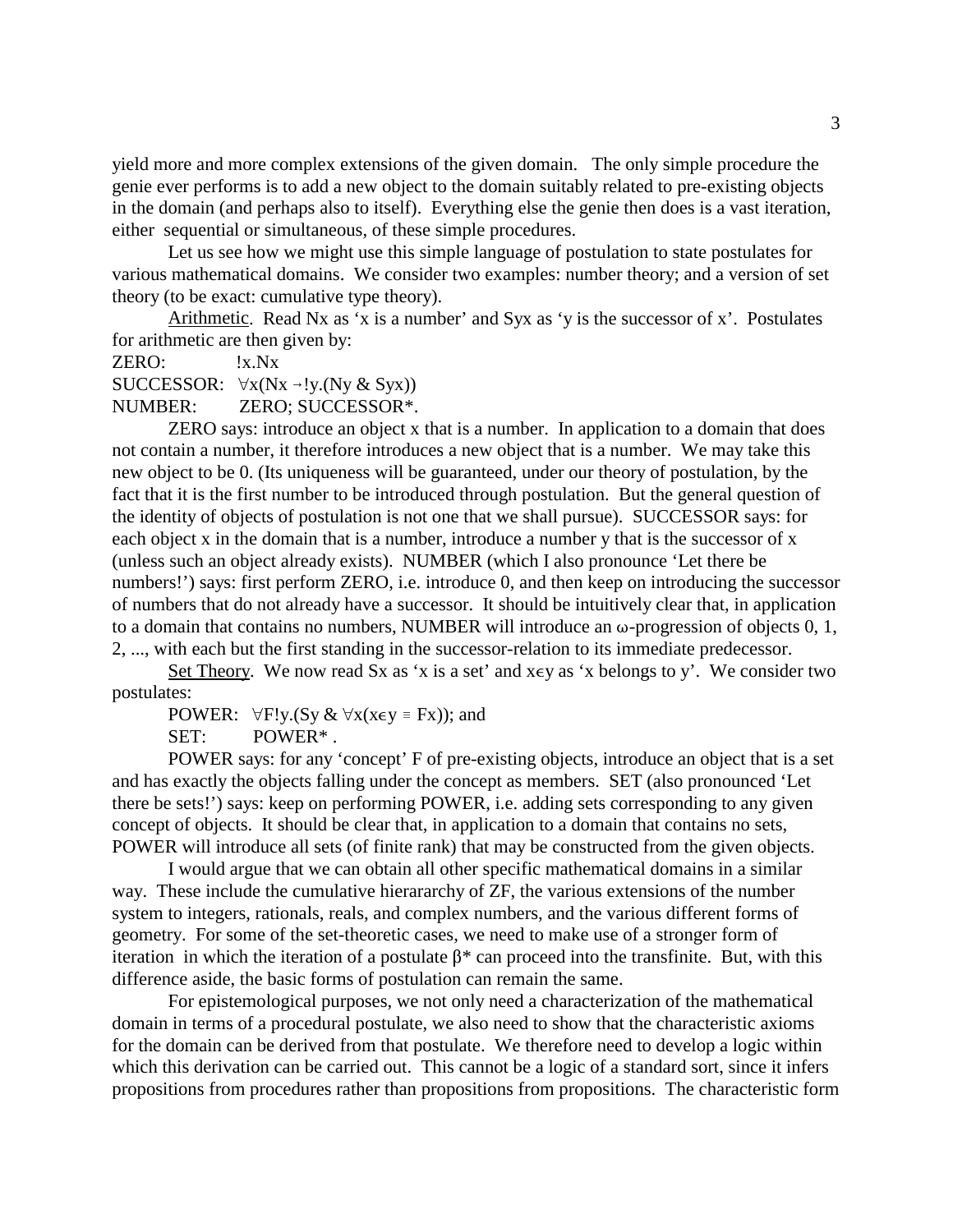yield more and more complex extensions of the given domain. The only simple procedure the genie ever performs is to add a new object to the domain suitably related to pre-existing objects in the domain (and perhaps also to itself). Everything else the genie then does is a vast iteration, either sequential or simultaneous, of these simple procedures.

Let us see how we might use this simple language of postulation to state postulates for various mathematical domains. We consider two examples: number theory; and a version of set theory (to be exact: cumulative type theory).

Arithmetic. Read Nx as 'x is a number' and Syx as 'y is the successor of x'. Postulates for arithmetic are then given by:

ZERO: $!x.Nx$

SUCCESSOR: $\forall x(Nx \rightarrow !y.(Ny \ \& \ Syx))$

NUMBER: ZERO; SUCCESSOR*.

ZERO says: introduce an object x that is a number. In application to a domain that does not contain a number, it therefore introduces a new object that is a number. We may take this new object to be 0. (Its uniqueness will be guaranteed, under our theory of postulation, by the fact that it is the first number to be introduced through postulation. But the general question of the identity of objects of postulation is not one that we shall pursue). SUCCESSOR says: for each object x in the domain that is a number, introduce a number y that is the successor of x (unless such an object already exists). NUMBER (which I also pronounce 'Let there be numbers!') says: first perform ZERO, i.e. introduce 0, and then keep on introducing the successor of numbers that do not already have a successor. It should be intuitively clear that, in application to a domain that contains no numbers, NUMBER will introduce an $\omega$-progression of objects 0, 1, 2, ..., with each but the first standing in the successor-relation to its immediate predecessor.

Set Theory. We now read Sx as 'x is a set' and $x \epsilon y$ as 'x belongs to y'. We consider two postulates:

POWER: $\forall F!y.(Sy \ \& \ \forall x(x \epsilon y \equiv Fx))$; and

SET: POWER* .

POWER says: for any 'concept' F of pre-existing objects, introduce an object that is a set and has exactly the objects falling under the concept as members. SET (also pronounced 'Let there be sets!') says: keep on performing POWER, i.e. adding sets corresponding to any given concept of objects. It should be clear that, in application to a domain that contains no sets, POWER will introduce all sets (of finite rank) that may be constructed from the given objects.

I would argue that we can obtain all other specific mathematical domains in a similar way. These include the cumulative hierararchy of ZF, the various extensions of the number system to integers, rationals, reals, and complex numbers, and the various different forms of geometry. For some of the set-theoretic cases, we need to make use of a stronger form of iteration in which the iteration of a postulate $\beta^*$ can proceed into the transfinite. But, with this difference aside, the basic forms of postulation can remain the same.

For epistemological purposes, we not only need a characterization of the mathematical domain in terms of a procedural postulate, we also need to show that the characteristic axioms for the domain can be derived from that postulate. We therefore need to develop a logic within which this derivation can be carried out. This cannot be a logic of a standard sort, since it infers propositions from procedures rather than propositions from propositions. The characteristic form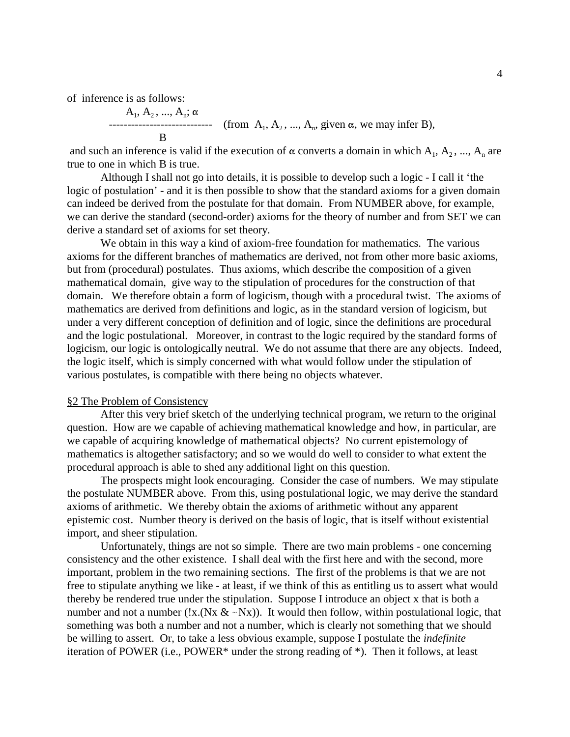of inference is as follows:

$$\frac{A_1, A_2, ..., A_n; \alpha}{B} \quad \text{(from } A_1, A_2, ..., A_n\text{, given } \alpha\text{, we may infer B)},$$

and such an inference is valid if the execution of α converts a domain in which $A_1$, $A_2$, ..., $A_n$ are true to one in which B is true.

Although I shall not go into details, it is possible to develop such a logic - I call it 'the logic of postulation' - and it is then possible to show that the standard axioms for a given domain can indeed be derived from the postulate for that domain. From NUMBER above, for example, we can derive the standard (second-order) axioms for the theory of number and from SET we can derive a standard set of axioms for set theory.

We obtain in this way a kind of axiom-free foundation for mathematics. The various axioms for the different branches of mathematics are derived, not from other more basic axioms, but from (procedural) postulates. Thus axioms, which describe the composition of a given mathematical domain, give way to the stipulation of procedures for the construction of that domain. We therefore obtain a form of logicism, though with a procedural twist. The axioms of mathematics are derived from definitions and logic, as in the standard version of logicism, but under a very different conception of definition and of logic, since the definitions are procedural and the logic postulational. Moreover, in contrast to the logic required by the standard forms of logicism, our logic is ontologically neutral. We do not assume that there are any objects. Indeed, the logic itself, which is simply concerned with what would follow under the stipulation of various postulates, is compatible with there being no objects whatever.

## §2 The Problem of Consistency

After this very brief sketch of the underlying technical program, we return to the original question. How are we capable of achieving mathematical knowledge and how, in particular, are we capable of acquiring knowledge of mathematical objects? No current epistemology of mathematics is altogether satisfactory; and so we would do well to consider to what extent the procedural approach is able to shed any additional light on this question.

The prospects might look encouraging. Consider the case of numbers. We may stipulate the postulate NUMBER above. From this, using postulational logic, we may derive the standard axioms of arithmetic. We thereby obtain the axioms of arithmetic without any apparent epistemic cost. Number theory is derived on the basis of logic, that is itself without existential import, and sheer stipulation.

Unfortunately, things are not so simple. There are two main problems - one concerning consistency and the other existence. I shall deal with the first here and with the second, more important, problem in the two remaining sections. The first of the problems is that we are not free to stipulate anything we like - at least, if we think of this as entitling us to assert what would thereby be rendered true under the stipulation. Suppose I introduce an object x that is both a number and not a number (!x.(Nx & ~Nx)). It would then follow, within postulational logic, that something was both a number and not a number, which is clearly not something that we should be willing to assert. Or, to take a less obvious example, suppose I postulate the *indefinite* iteration of POWER (i.e., POWER* under the strong reading of *). Then it follows, at least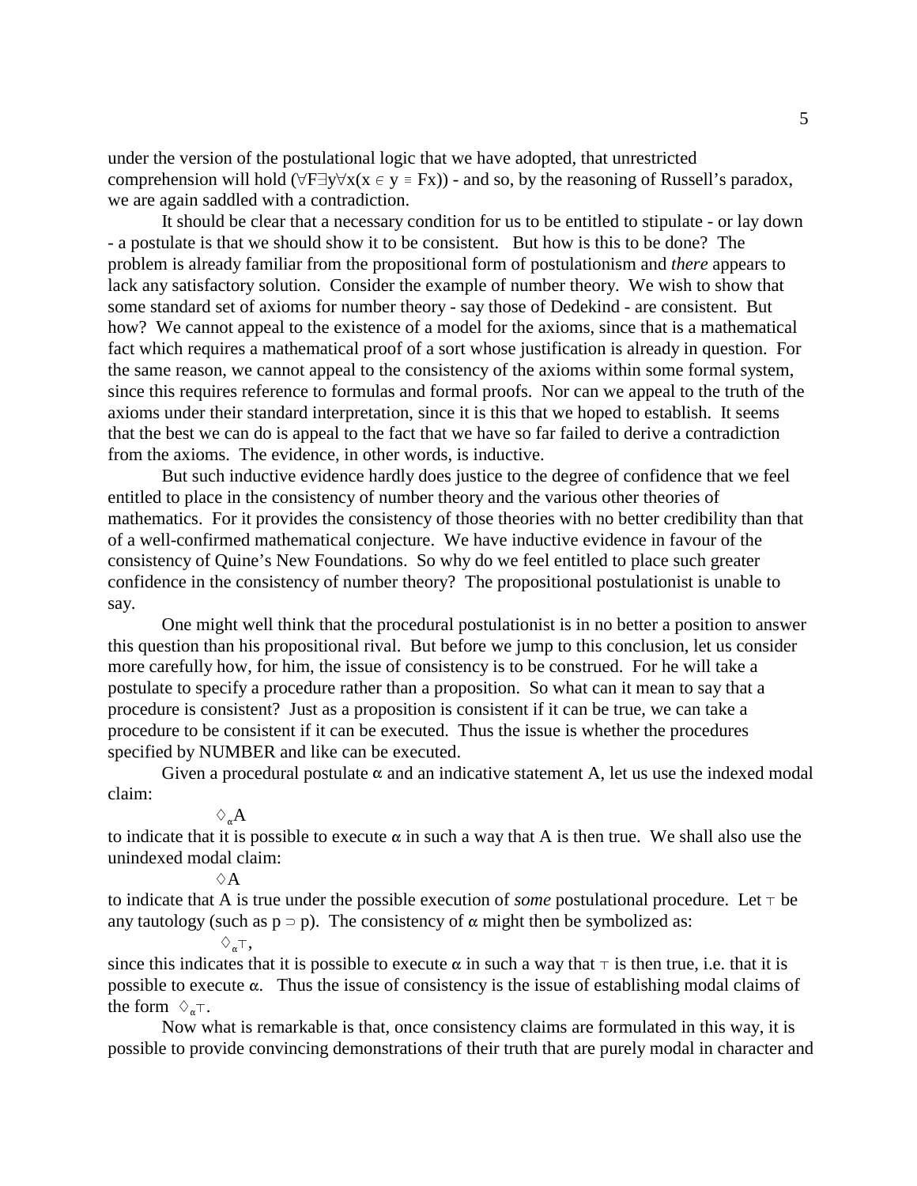under the version of the postulational logic that we have adopted, that unrestricted comprehension will hold ($\forall F \exists y \forall x(x \in y \equiv Fx)$) - and so, by the reasoning of Russell's paradox, we are again saddled with a contradiction.

It should be clear that a necessary condition for us to be entitled to stipulate - or lay down - a postulate is that we should show it to be consistent. But how is this to be done? The problem is already familiar from the propositional form of postulationism and *there* appears to lack any satisfactory solution. Consider the example of number theory. We wish to show that some standard set of axioms for number theory - say those of Dedekind - are consistent. But how? We cannot appeal to the existence of a model for the axioms, since that is a mathematical fact which requires a mathematical proof of a sort whose justification is already in question. For the same reason, we cannot appeal to the consistency of the axioms within some formal system, since this requires reference to formulas and formal proofs. Nor can we appeal to the truth of the axioms under their standard interpretation, since it is this that we hoped to establish. It seems that the best we can do is appeal to the fact that we have so far failed to derive a contradiction from the axioms. The evidence, in other words, is inductive.

But such inductive evidence hardly does justice to the degree of confidence that we feel entitled to place in the consistency of number theory and the various other theories of mathematics. For it provides the consistency of those theories with no better credibility than that of a well-confirmed mathematical conjecture. We have inductive evidence in favour of the consistency of Quine's New Foundations. So why do we feel entitled to place such greater confidence in the consistency of number theory? The propositional postulationist is unable to say.

One might well think that the procedural postulationist is in no better a position to answer this question than his propositional rival. But before we jump to this conclusion, let us consider more carefully how, for him, the issue of consistency is to be construed. For he will take a postulate to specify a procedure rather than a proposition. So what can it mean to say that a procedure is consistent? Just as a proposition is consistent if it can be true, we can take a procedure to be consistent if it can be executed. Thus the issue is whether the procedures specified by NUMBER and like can be executed.

Given a procedural postulate $\alpha$ and an indicative statement A, let us use the indexed modal claim:

$$\Diamond_{\alpha} A$$

to indicate that it is possible to execute $\alpha$ in such a way that A is then true. We shall also use the unindexed modal claim:

$$\Diamond A$$

to indicate that A is true under the possible execution of *some* postulational procedure. Let $\top$ be any tautology (such as $p \supset p$). The consistency of $\alpha$ might then be symbolized as:

$$\Diamond_{\alpha} \top,$$

since this indicates that it is possible to execute $\alpha$ in such a way that $\top$ is then true, i.e. that it is possible to execute $\alpha$. Thus the issue of consistency is the issue of establishing modal claims of the form $\Diamond_{\alpha} \top$.

Now what is remarkable is that, once consistency claims are formulated in this way, it is possible to provide convincing demonstrations of their truth that are purely modal in character and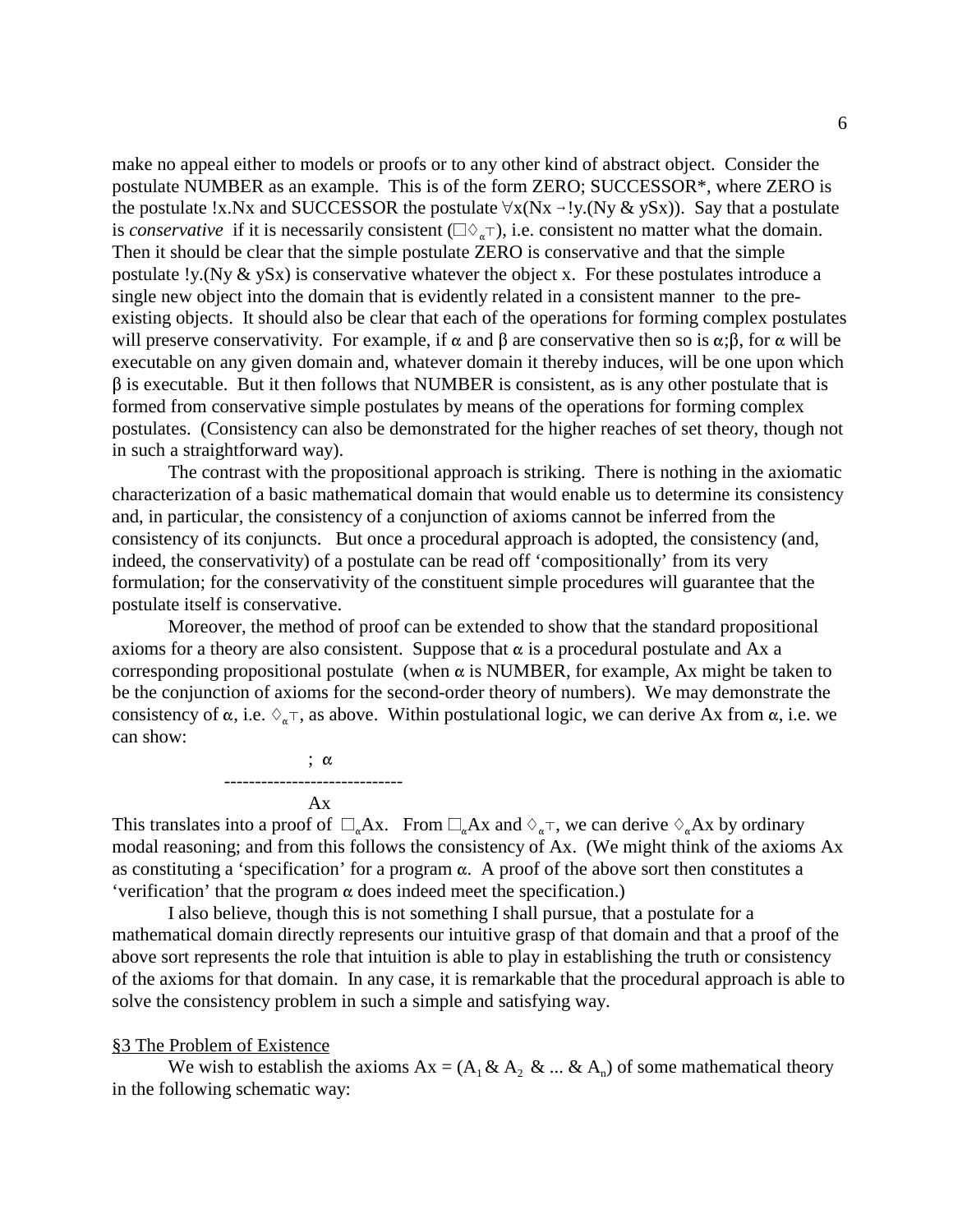make no appeal either to models or proofs or to any other kind of abstract object. Consider the postulate NUMBER as an example. This is of the form ZERO; SUCCESSOR*, where ZERO is the postulate !x.Nx and SUCCESSOR the postulate $\forall x(Nx \to !y.(Ny \,\&\, ySx))$. Say that a postulate is *conservative* if it is necessarily consistent ($\Box\Diamond_\alpha\top$), i.e. consistent no matter what the domain. Then it should be clear that the simple postulate ZERO is conservative and that the simple postulate !y.(Ny & ySx) is conservative whatever the object x. For these postulates introduce a single new object into the domain that is evidently related in a consistent manner to the pre-existing objects. It should also be clear that each of the operations for forming complex postulates will preserve conservativity. For example, if $\alpha$ and $\beta$ are conservative then so is $\alpha;\beta$, for $\alpha$ will be executable on any given domain and, whatever domain it thereby induces, will be one upon which $\beta$ is executable. But it then follows that NUMBER is consistent, as is any other postulate that is formed from conservative simple postulates by means of the operations for forming complex postulates. (Consistency can also be demonstrated for the higher reaches of set theory, though not in such a straightforward way).

The contrast with the propositional approach is striking. There is nothing in the axiomatic characterization of a basic mathematical domain that would enable us to determine its consistency and, in particular, the consistency of a conjunction of axioms cannot be inferred from the consistency of its conjuncts. But once a procedural approach is adopted, the consistency (and, indeed, the conservativity) of a postulate can be read off 'compositionally' from its very formulation; for the conservativity of the constituent simple procedures will guarantee that the postulate itself is conservative.

Moreover, the method of proof can be extended to show that the standard propositional axioms for a theory are also consistent. Suppose that $\alpha$ is a procedural postulate and Ax a corresponding propositional postulate (when $\alpha$ is NUMBER, for example, Ax might be taken to be the conjunction of axioms for the second-order theory of numbers). We may demonstrate the consistency of $\alpha$, i.e. $\Diamond_\alpha\top$, as above. Within postulational logic, we can derive Ax from $\alpha$, i.e. we can show:

$$\frac{;\ \alpha}{Ax}$$

This translates into a proof of $\Box_\alpha Ax$. From $\Box_\alpha Ax$ and $\Diamond_\alpha\top$, we can derive $\Diamond_\alpha Ax$ by ordinary modal reasoning; and from this follows the consistency of Ax. (We might think of the axioms Ax as constituting a 'specification' for a program $\alpha$. A proof of the above sort then constitutes a 'verification' that the program $\alpha$ does indeed meet the specification.)

I also believe, though this is not something I shall pursue, that a postulate for a mathematical domain directly represents our intuitive grasp of that domain and that a proof of the above sort represents the role that intuition is able to play in establishing the truth or consistency of the axioms for that domain. In any case, it is remarkable that the procedural approach is able to solve the consistency problem in such a simple and satisfying way.

## §3 The Problem of Existence

We wish to establish the axioms $Ax = (A_1 \,\&\, A_2 \,\&\, ... \,\&\, A_n)$ of some mathematical theory in the following schematic way: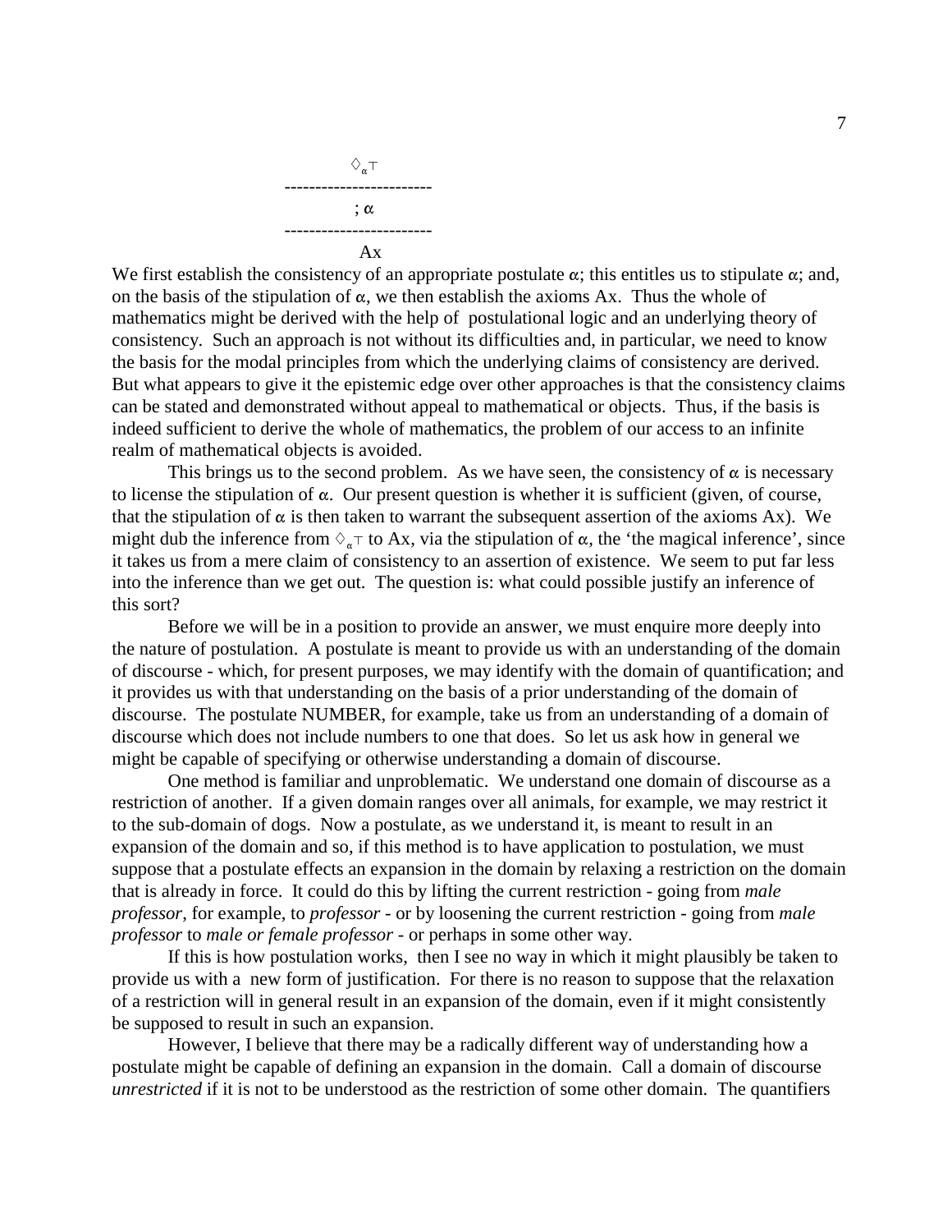$$\Diamond_{\alpha}\top$$
------------------------
$$;\,\alpha$$
------------------------
$$Ax$$

We first establish the consistency of an appropriate postulate $\alpha$; this entitles us to stipulate $\alpha$; and, on the basis of the stipulation of $\alpha$, we then establish the axioms Ax. Thus the whole of mathematics might be derived with the help of postulational logic and an underlying theory of consistency. Such an approach is not without its difficulties and, in particular, we need to know the basis for the modal principles from which the underlying claims of consistency are derived. But what appears to give it the epistemic edge over other approaches is that the consistency claims can be stated and demonstrated without appeal to mathematical or objects. Thus, if the basis is indeed sufficient to derive the whole of mathematics, the problem of our access to an infinite realm of mathematical objects is avoided.

This brings us to the second problem. As we have seen, the consistency of $\alpha$ is necessary to license the stipulation of $\alpha$. Our present question is whether it is sufficient (given, of course, that the stipulation of $\alpha$ is then taken to warrant the subsequent assertion of the axioms Ax). We might dub the inference from $\Diamond_{\alpha}\top$ to Ax, via the stipulation of $\alpha$, the 'the magical inference', since it takes us from a mere claim of consistency to an assertion of existence. We seem to put far less into the inference than we get out. The question is: what could possible justify an inference of this sort?

Before we will be in a position to provide an answer, we must enquire more deeply into the nature of postulation. A postulate is meant to provide us with an understanding of the domain of discourse - which, for present purposes, we may identify with the domain of quantification; and it provides us with that understanding on the basis of a prior understanding of the domain of discourse. The postulate NUMBER, for example, take us from an understanding of a domain of discourse which does not include numbers to one that does. So let us ask how in general we might be capable of specifying or otherwise understanding a domain of discourse.

One method is familiar and unproblematic. We understand one domain of discourse as a restriction of another. If a given domain ranges over all animals, for example, we may restrict it to the sub-domain of dogs. Now a postulate, as we understand it, is meant to result in an expansion of the domain and so, if this method is to have application to postulation, we must suppose that a postulate effects an expansion in the domain by relaxing a restriction on the domain that is already in force. It could do this by lifting the current restriction - going from *male professor*, for example, to *professor* - or by loosening the current restriction - going from *male professor* to *male or female professor* - or perhaps in some other way.

If this is how postulation works, then I see no way in which it might plausibly be taken to provide us with a new form of justification. For there is no reason to suppose that the relaxation of a restriction will in general result in an expansion of the domain, even if it might consistently be supposed to result in such an expansion.

However, I believe that there may be a radically different way of understanding how a postulate might be capable of defining an expansion in the domain. Call a domain of discourse *unrestricted* if it is not to be understood as the restriction of some other domain. The quantifiers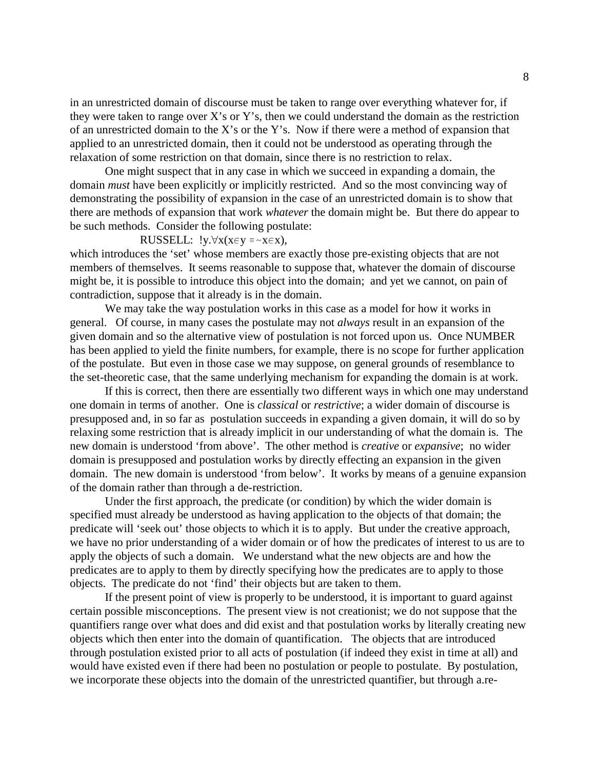in an unrestricted domain of discourse must be taken to range over everything whatever for, if they were taken to range over X's or Y's, then we could understand the domain as the restriction of an unrestricted domain to the X's or the Y's. Now if there were a method of expansion that applied to an unrestricted domain, then it could not be understood as operating through the relaxation of some restriction on that domain, since there is no restriction to relax.

One might suspect that in any case in which we succeed in expanding a domain, the domain *must* have been explicitly or implicitly restricted. And so the most convincing way of demonstrating the possibility of expansion in the case of an unrestricted domain is to show that there are methods of expansion that work *whatever* the domain might be. But there do appear to be such methods. Consider the following postulate:

RUSSELL: $!y.\forall x(x \in y \equiv \sim x \in x)$,

which introduces the 'set' whose members are exactly those pre-existing objects that are not members of themselves. It seems reasonable to suppose that, whatever the domain of discourse might be, it is possible to introduce this object into the domain; and yet we cannot, on pain of contradiction, suppose that it already is in the domain.

We may take the way postulation works in this case as a model for how it works in general. Of course, in many cases the postulate may not *always* result in an expansion of the given domain and so the alternative view of postulation is not forced upon us. Once NUMBER has been applied to yield the finite numbers, for example, there is no scope for further application of the postulate. But even in those case we may suppose, on general grounds of resemblance to the set-theoretic case, that the same underlying mechanism for expanding the domain is at work.

If this is correct, then there are essentially two different ways in which one may understand one domain in terms of another. One is *classical* or *restrictive*; a wider domain of discourse is presupposed and, in so far as postulation succeeds in expanding a given domain, it will do so by relaxing some restriction that is already implicit in our understanding of what the domain is. The new domain is understood 'from above'. The other method is *creative* or *expansive*; no wider domain is presupposed and postulation works by directly effecting an expansion in the given domain. The new domain is understood 'from below'. It works by means of a genuine expansion of the domain rather than through a de-restriction.

Under the first approach, the predicate (or condition) by which the wider domain is specified must already be understood as having application to the objects of that domain; the predicate will 'seek out' those objects to which it is to apply. But under the creative approach, we have no prior understanding of a wider domain or of how the predicates of interest to us are to apply the objects of such a domain. We understand what the new objects are and how the predicates are to apply to them by directly specifying how the predicates are to apply to those objects. The predicate do not 'find' their objects but are taken to them.

If the present point of view is properly to be understood, it is important to guard against certain possible misconceptions. The present view is not creationist; we do not suppose that the quantifiers range over what does and did exist and that postulation works by literally creating new objects which then enter into the domain of quantification. The objects that are introduced through postulation existed prior to all acts of postulation (if indeed they exist in time at all) and would have existed even if there had been no postulation or people to postulate. By postulation, we incorporate these objects into the domain of the unrestricted quantifier, but through a.re-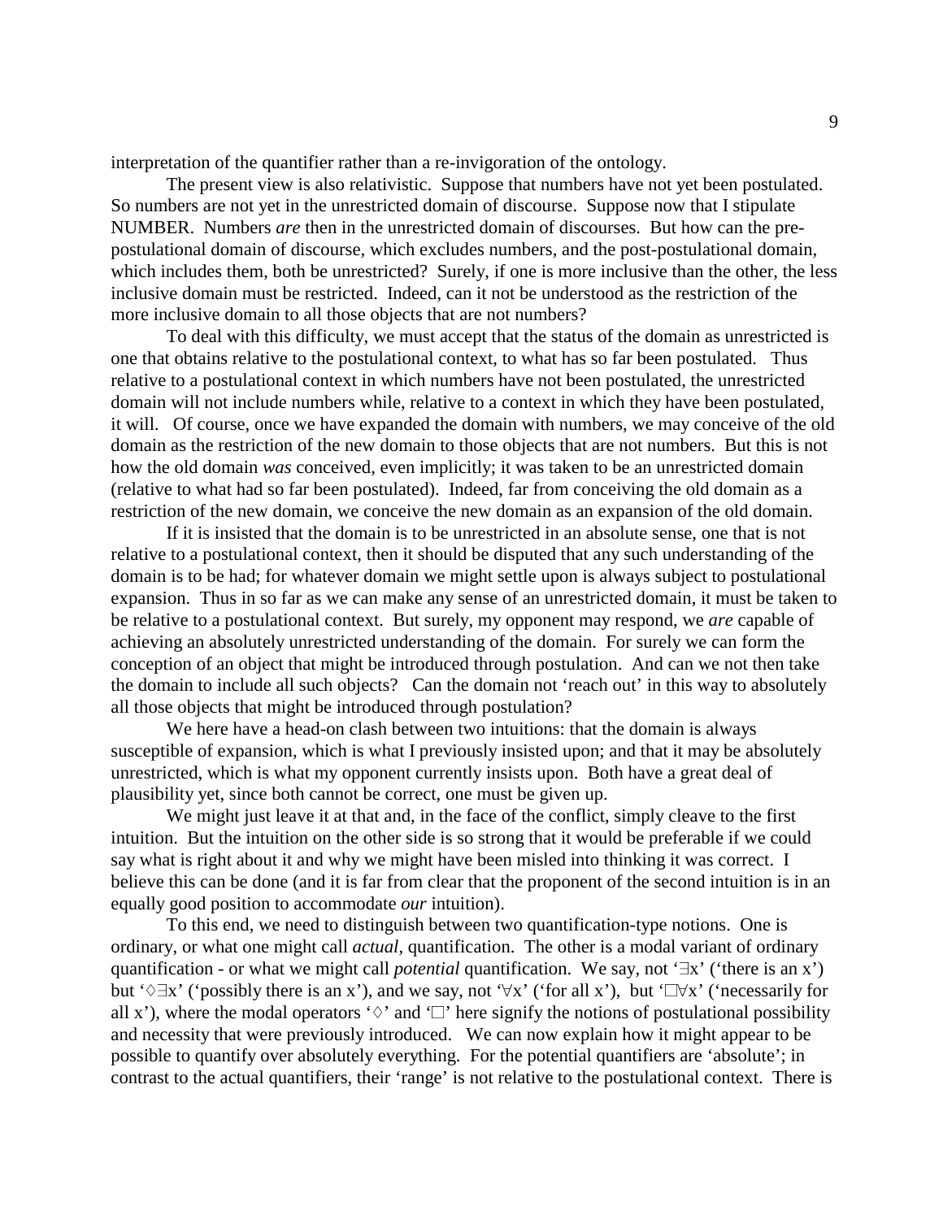interpretation of the quantifier rather than a re-invigoration of the ontology.

The present view is also relativistic. Suppose that numbers have not yet been postulated. So numbers are not yet in the unrestricted domain of discourse. Suppose now that I stipulate NUMBER. Numbers *are* then in the unrestricted domain of discourses. But how can the pre-postulational domain of discourse, which excludes numbers, and the post-postulational domain, which includes them, both be unrestricted? Surely, if one is more inclusive than the other, the less inclusive domain must be restricted. Indeed, can it not be understood as the restriction of the more inclusive domain to all those objects that are not numbers?

To deal with this difficulty, we must accept that the status of the domain as unrestricted is one that obtains relative to the postulational context, to what has so far been postulated. Thus relative to a postulational context in which numbers have not been postulated, the unrestricted domain will not include numbers while, relative to a context in which they have been postulated, it will. Of course, once we have expanded the domain with numbers, we may conceive of the old domain as the restriction of the new domain to those objects that are not numbers. But this is not how the old domain *was* conceived, even implicitly; it was taken to be an unrestricted domain (relative to what had so far been postulated). Indeed, far from conceiving the old domain as a restriction of the new domain, we conceive the new domain as an expansion of the old domain.

If it is insisted that the domain is to be unrestricted in an absolute sense, one that is not relative to a postulational context, then it should be disputed that any such understanding of the domain is to be had; for whatever domain we might settle upon is always subject to postulational expansion. Thus in so far as we can make any sense of an unrestricted domain, it must be taken to be relative to a postulational context. But surely, my opponent may respond, we *are* capable of achieving an absolutely unrestricted understanding of the domain. For surely we can form the conception of an object that might be introduced through postulation. And can we not then take the domain to include all such objects? Can the domain not 'reach out' in this way to absolutely all those objects that might be introduced through postulation?

We here have a head-on clash between two intuitions: that the domain is always susceptible of expansion, which is what I previously insisted upon; and that it may be absolutely unrestricted, which is what my opponent currently insists upon. Both have a great deal of plausibility yet, since both cannot be correct, one must be given up.

We might just leave it at that and, in the face of the conflict, simply cleave to the first intuition. But the intuition on the other side is so strong that it would be preferable if we could say what is right about it and why we might have been misled into thinking it was correct. I believe this can be done (and it is far from clear that the proponent of the second intuition is in an equally good position to accommodate *our* intuition).

To this end, we need to distinguish between two quantification-type notions. One is ordinary, or what one might call *actual*, quantification. The other is a modal variant of ordinary quantification - or what we might call *potential* quantification. We say, not '$\exists x$' ('there is an x') but '$\Diamond\exists x$' ('possibly there is an x'), and we say, not '$\forall x$' ('for all x'), but '$\Box\forall x$' ('necessarily for all x'), where the modal operators '$\Diamond$' and '$\Box$' here signify the notions of postulational possibility and necessity that were previously introduced. We can now explain how it might appear to be possible to quantify over absolutely everything. For the potential quantifiers are 'absolute'; in contrast to the actual quantifiers, their 'range' is not relative to the postulational context. There is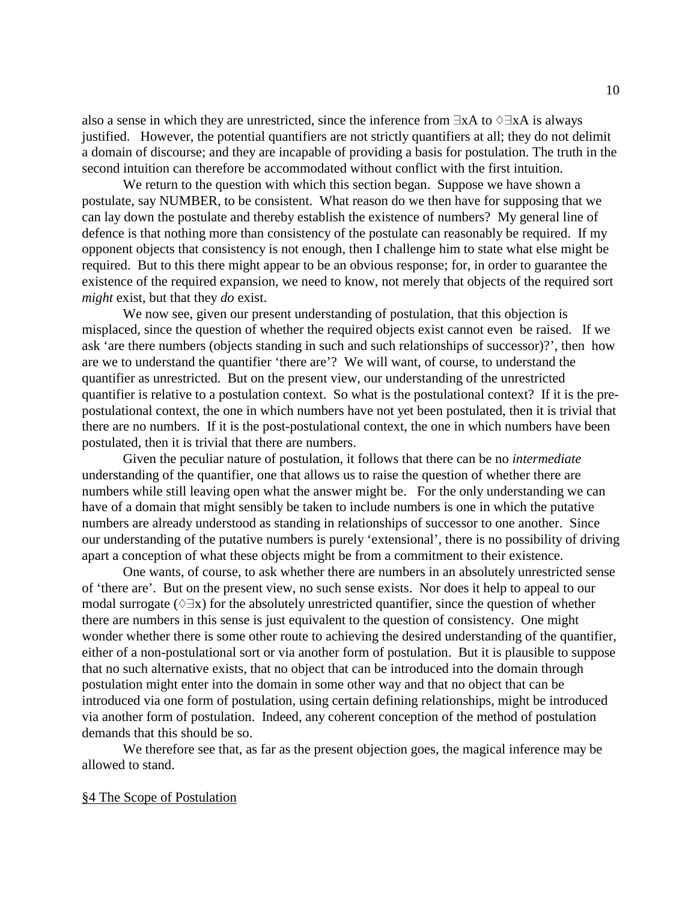also a sense in which they are unrestricted, since the inference from $\exists xA$ to $\Diamond\exists xA$ is always justified. However, the potential quantifiers are not strictly quantifiers at all; they do not delimit a domain of discourse; and they are incapable of providing a basis for postulation. The truth in the second intuition can therefore be accommodated without conflict with the first intuition.

We return to the question with which this section began. Suppose we have shown a postulate, say NUMBER, to be consistent. What reason do we then have for supposing that we can lay down the postulate and thereby establish the existence of numbers? My general line of defence is that nothing more than consistency of the postulate can reasonably be required. If my opponent objects that consistency is not enough, then I challenge him to state what else might be required. But to this there might appear to be an obvious response; for, in order to guarantee the existence of the required expansion, we need to know, not merely that objects of the required sort *might* exist, but that they *do* exist.

We now see, given our present understanding of postulation, that this objection is misplaced, since the question of whether the required objects exist cannot even be raised. If we ask 'are there numbers (objects standing in such and such relationships of successor)?', then how are we to understand the quantifier 'there are'? We will want, of course, to understand the quantifier as unrestricted. But on the present view, our understanding of the unrestricted quantifier is relative to a postulation context. So what is the postulational context? If it is the pre-postulational context, the one in which numbers have not yet been postulated, then it is trivial that there are no numbers. If it is the post-postulational context, the one in which numbers have been postulated, then it is trivial that there are numbers.

Given the peculiar nature of postulation, it follows that there can be no *intermediate* understanding of the quantifier, one that allows us to raise the question of whether there are numbers while still leaving open what the answer might be. For the only understanding we can have of a domain that might sensibly be taken to include numbers is one in which the putative numbers are already understood as standing in relationships of successor to one another. Since our understanding of the putative numbers is purely 'extensional', there is no possibility of driving apart a conception of what these objects might be from a commitment to their existence.

One wants, of course, to ask whether there are numbers in an absolutely unrestricted sense of 'there are'. But on the present view, no such sense exists. Nor does it help to appeal to our modal surrogate ($\Diamond\exists x$) for the absolutely unrestricted quantifier, since the question of whether there are numbers in this sense is just equivalent to the question of consistency. One might wonder whether there is some other route to achieving the desired understanding of the quantifier, either of a non-postulational sort or via another form of postulation. But it is plausible to suppose that no such alternative exists, that no object that can be introduced into the domain through postulation might enter into the domain in some other way and that no object that can be introduced via one form of postulation, using certain defining relationships, might be introduced via another form of postulation. Indeed, any coherent conception of the method of postulation demands that this should be so.

We therefore see that, as far as the present objection goes, the magical inference may be allowed to stand.

## §4 The Scope of Postulation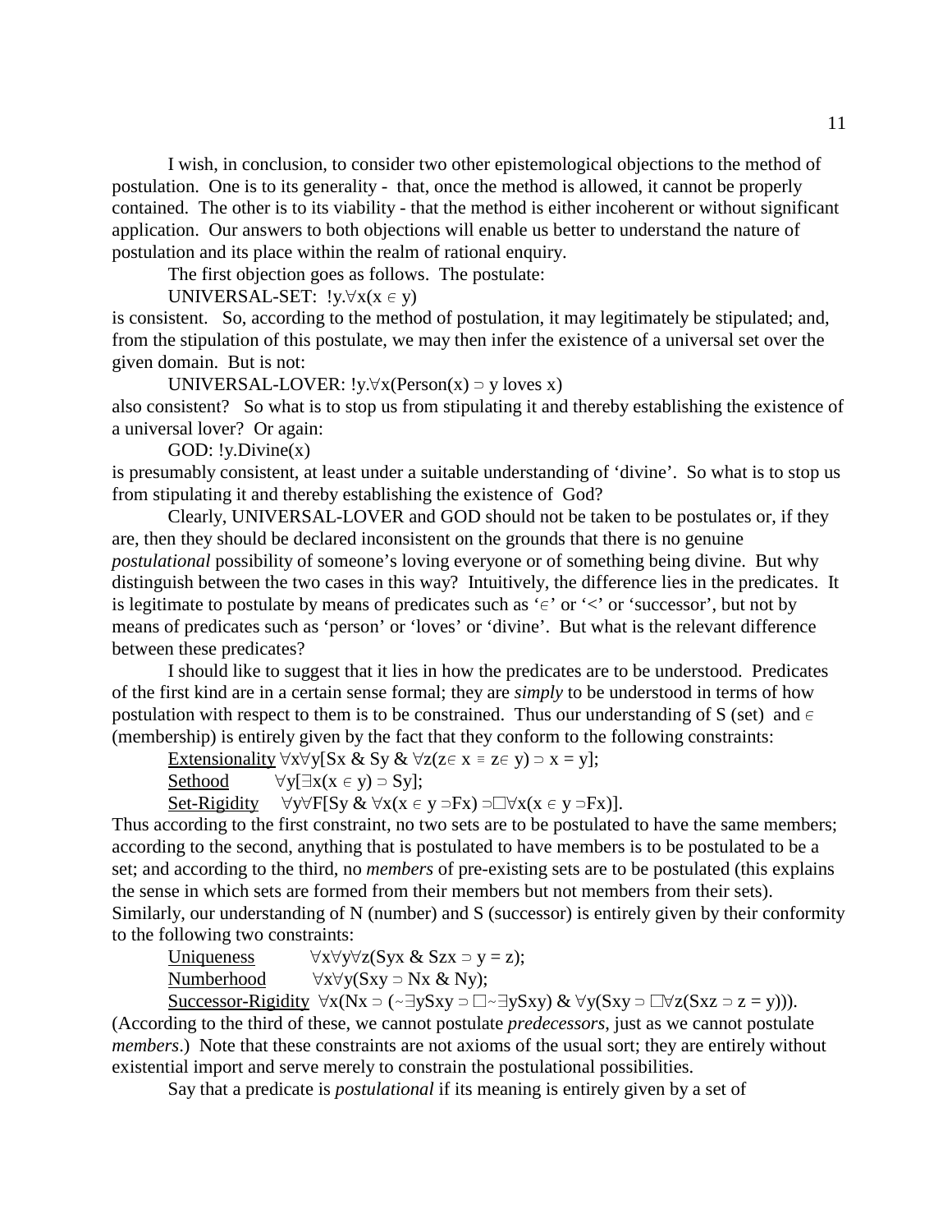I wish, in conclusion, to consider two other epistemological objections to the method of postulation. One is to its generality - that, once the method is allowed, it cannot be properly contained. The other is to its viability - that the method is either incoherent or without significant application. Our answers to both objections will enable us better to understand the nature of postulation and its place within the realm of rational enquiry.

The first objection goes as follows. The postulate:

UNIVERSAL-SET: $!y.\forall x(x \in y)$

is consistent. So, according to the method of postulation, it may legitimately be stipulated; and, from the stipulation of this postulate, we may then infer the existence of a universal set over the given domain. But is not:

UNIVERSAL-LOVER: $!y.\forall x(\text{Person}(x) \supset y \text{ loves } x)$

also consistent? So what is to stop us from stipulating it and thereby establishing the existence of a universal lover? Or again:

GOD: $!y.\text{Divine}(x)$

is presumably consistent, at least under a suitable understanding of 'divine'. So what is to stop us from stipulating it and thereby establishing the existence of God?

Clearly, UNIVERSAL-LOVER and GOD should not be taken to be postulates or, if they are, then they should be declared inconsistent on the grounds that there is no genuine *postulational* possibility of someone's loving everyone or of something being divine. But why distinguish between the two cases in this way? Intuitively, the difference lies in the predicates. It is legitimate to postulate by means of predicates such as '$\in$' or '<' or 'successor', but not by means of predicates such as 'person' or 'loves' or 'divine'. But what is the relevant difference between these predicates?

I should like to suggest that it lies in how the predicates are to be understood. Predicates of the first kind are in a certain sense formal; they are *simply* to be understood in terms of how postulation with respect to them is to be constrained. Thus our understanding of S (set) and $\in$ (membership) is entirely given by the fact that they conform to the following constraints:

Extensionality $\forall x\forall y[Sx \,\&\, Sy \,\&\, \forall z(z\in x \equiv z\in y) \supset x = y]$;

Sethood $\forall y[\exists x(x \in y) \supset Sy]$;

Set-Rigidity $\forall y\forall F[Sy \,\&\, \forall x(x \in y \supset Fx) \supset \Box\forall x(x \in y \supset Fx)]$.

Thus according to the first constraint, no two sets are to be postulated to have the same members; according to the second, anything that is postulated to have members is to be postulated to be a set; and according to the third, no *members* of pre-existing sets are to be postulated (this explains the sense in which sets are formed from their members but not members from their sets). Similarly, our understanding of N (number) and S (successor) is entirely given by their conformity to the following two constraints:

Uniqueness $\forall x\forall y\forall z(Syx \,\&\, Szx \supset y = z)$;

Numberhood $\forall x\forall y(Sxy \supset Nx \,\&\, Ny)$;

Successor-Rigidity $\forall x(Nx \supset (\sim\exists ySxy \supset \Box\sim\exists ySxy) \,\&\, \forall y(Sxy \supset \Box\forall z(Sxz \supset z = y)))$.

(According to the third of these, we cannot postulate *predecessors*, just as we cannot postulate *members*.) Note that these constraints are not axioms of the usual sort; they are entirely without existential import and serve merely to constrain the postulational possibilities.

Say that a predicate is *postulational* if its meaning is entirely given by a set of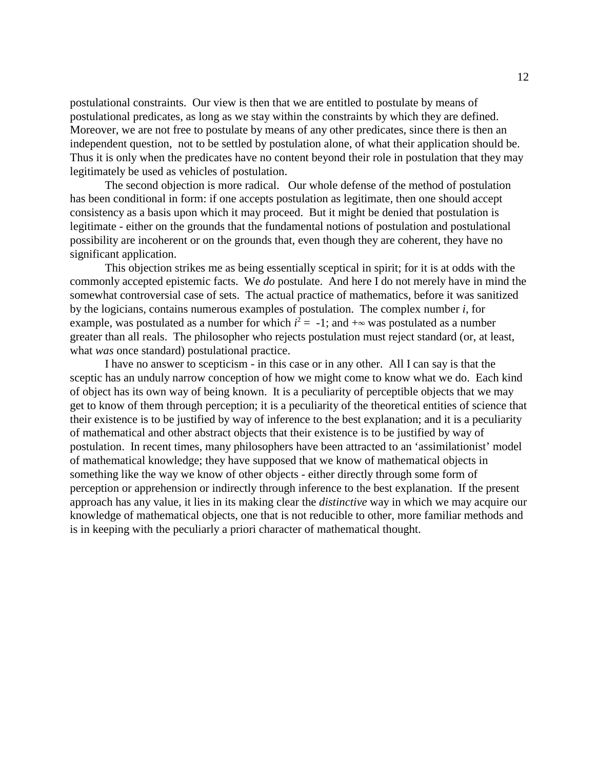postulational constraints. Our view is then that we are entitled to postulate by means of postulational predicates, as long as we stay within the constraints by which they are defined. Moreover, we are not free to postulate by means of any other predicates, since there is then an independent question, not to be settled by postulation alone, of what their application should be. Thus it is only when the predicates have no content beyond their role in postulation that they may legitimately be used as vehicles of postulation.

The second objection is more radical. Our whole defense of the method of postulation has been conditional in form: if one accepts postulation as legitimate, then one should accept consistency as a basis upon which it may proceed. But it might be denied that postulation is legitimate - either on the grounds that the fundamental notions of postulation and postulational possibility are incoherent or on the grounds that, even though they are coherent, they have no significant application.

This objection strikes me as being essentially sceptical in spirit; for it is at odds with the commonly accepted epistemic facts. We *do* postulate. And here I do not merely have in mind the somewhat controversial case of sets. The actual practice of mathematics, before it was sanitized by the logicians, contains numerous examples of postulation. The complex number $i$, for example, was postulated as a number for which $i^2 = -1$; and $+\infty$ was postulated as a number greater than all reals. The philosopher who rejects postulation must reject standard (or, at least, what *was* once standard) postulational practice.

I have no answer to scepticism - in this case or in any other. All I can say is that the sceptic has an unduly narrow conception of how we might come to know what we do. Each kind of object has its own way of being known. It is a peculiarity of perceptible objects that we may get to know of them through perception; it is a peculiarity of the theoretical entities of science that their existence is to be justified by way of inference to the best explanation; and it is a peculiarity of mathematical and other abstract objects that their existence is to be justified by way of postulation. In recent times, many philosophers have been attracted to an 'assimilationist' model of mathematical knowledge; they have supposed that we know of mathematical objects in something like the way we know of other objects - either directly through some form of perception or apprehension or indirectly through inference to the best explanation. If the present approach has any value, it lies in its making clear the *distinctive* way in which we may acquire our knowledge of mathematical objects, one that is not reducible to other, more familiar methods and is in keeping with the peculiarly a priori character of mathematical thought.